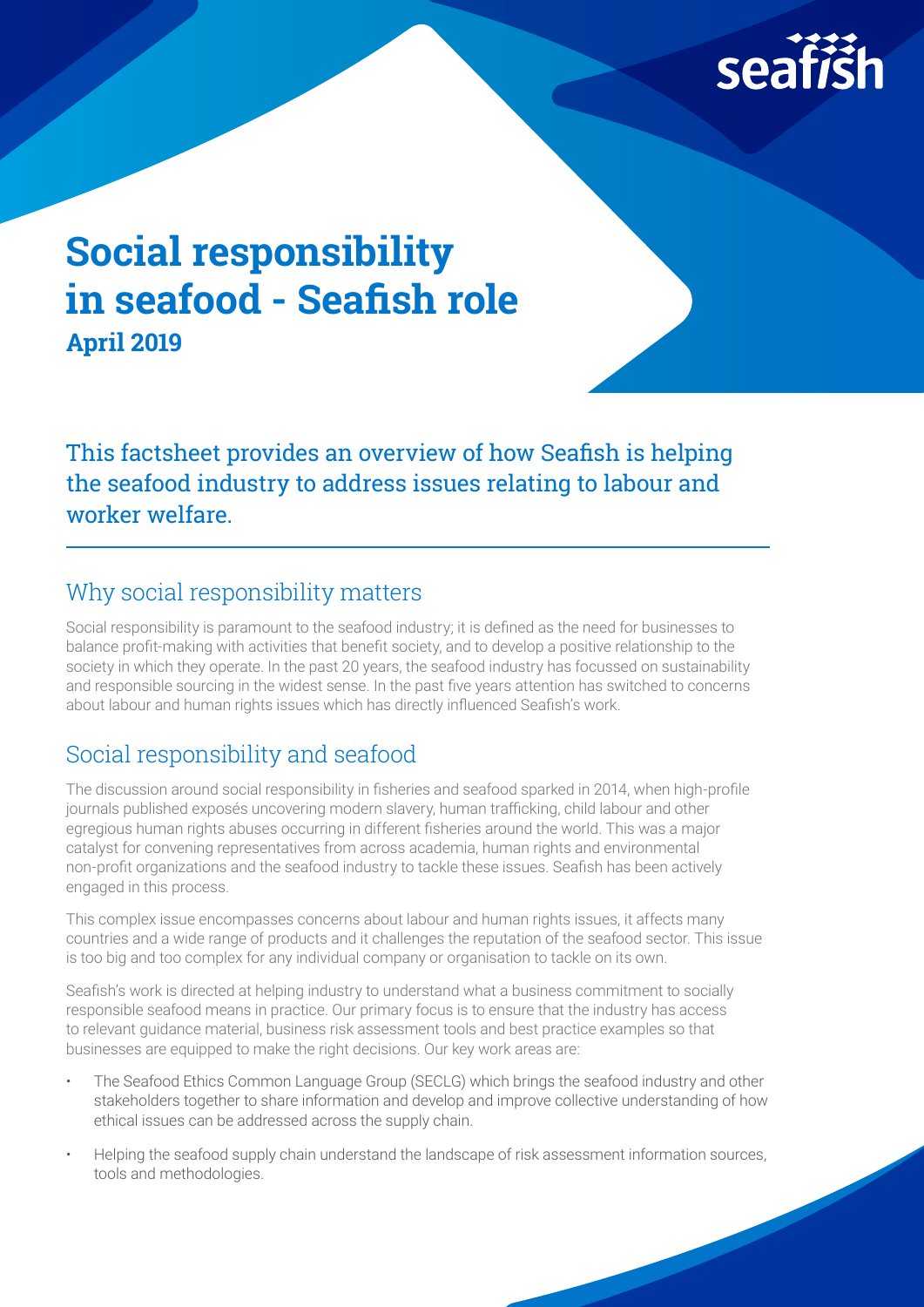# Social responsibility in seafood - Seafish role

**April 2019**

This factsheet provides an overview of how Seafish is helping the seafood industry to address issues relating to labour and worker welfare.

## Why social responsibility matters

Social responsibility is paramount to the seafood industry; it is defined as the need for businesses to balance profit-making with activities that benefit society, and to develop a positive relationship to the society in which they operate. In the past 20 years, the seafood industry has focussed on sustainability and responsible sourcing in the widest sense. In the past five years attention has switched to concerns about labour and human rights issues which has directly influenced Seafish's work.

## Social responsibility and seafood

The discussion around social responsibility in fisheries and seafood sparked in 2014, when high-profile journals published exposés uncovering modern slavery, human trafficking, child labour and other egregious human rights abuses occurring in different fisheries around the world. This was a major catalyst for convening representatives from across academia, human rights and environmental non-profit organizations and the seafood industry to tackle these issues. Seafish has been actively engaged in this process.

This complex issue encompasses concerns about labour and human rights issues, it affects many countries and a wide range of products and it challenges the reputation of the seafood sector. This issue is too big and too complex for any individual company or organisation to tackle on its own.

Seafish's work is directed at helping industry to understand what a business commitment to socially responsible seafood means in practice. Our primary focus is to ensure that the industry has access to relevant guidance material, business risk assessment tools and best practice examples so that businesses are equipped to make the right decisions. Our key work areas are:

- The Seafood Ethics Common Language Group (SECLG) which brings the seafood industry and other stakeholders together to share information and develop and improve collective understanding of how ethical issues can be addressed across the supply chain.
- Helping the seafood supply chain understand the landscape of risk assessment information sources, tools and methodologies.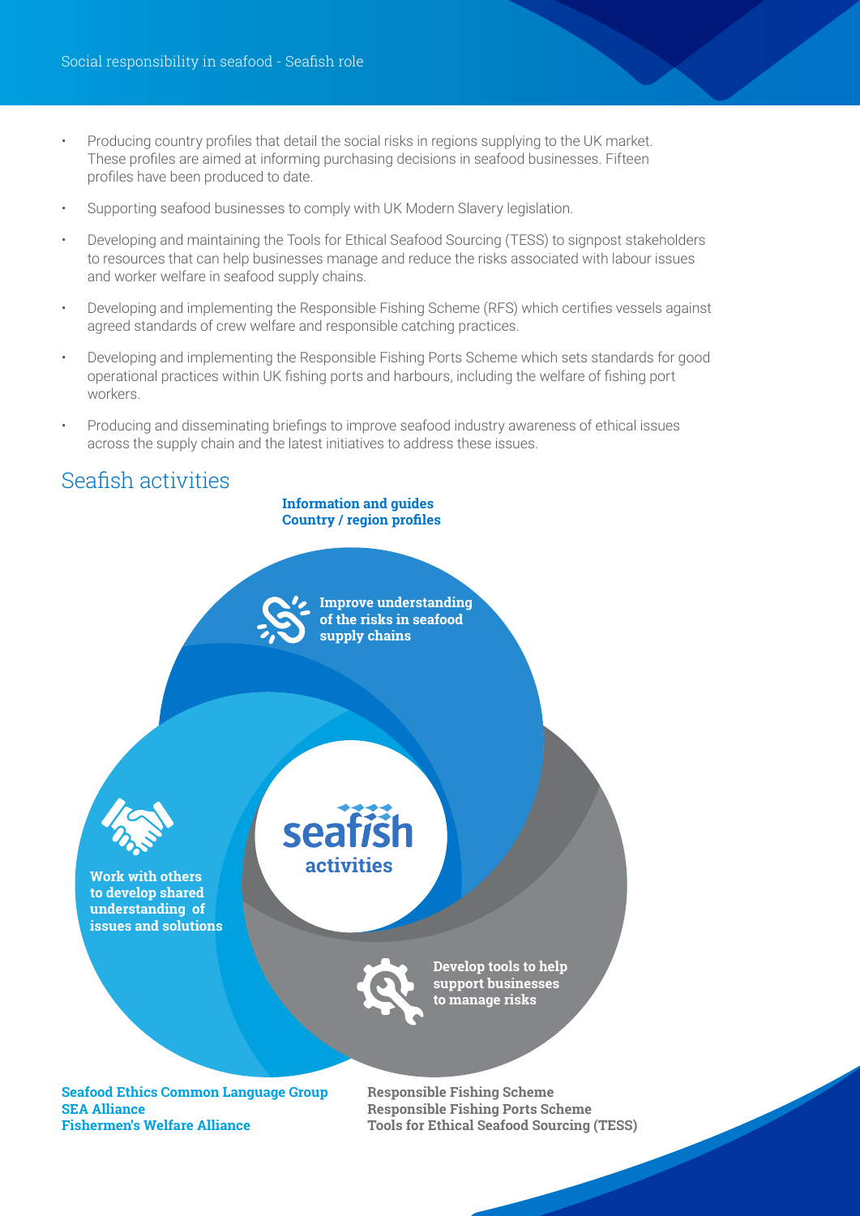- Producing country profiles that detail the social risks in regions supplying to the UK market. These profiles are aimed at informing purchasing decisions in seafood businesses. Fifteen profiles have been produced to date.
- Supporting seafood businesses to comply with UK Modern Slavery legislation.
- Developing and maintaining the Tools for Ethical Seafood Sourcing (TESS) to signpost stakeholders to resources that can help businesses manage and reduce the risks associated with labour issues and worker welfare in seafood supply chains.
- Developing and implementing the Responsible Fishing Scheme (RFS) which certifies vessels against agreed standards of crew welfare and responsible catching practices.
- Developing and implementing the Responsible Fishing Ports Scheme which sets standards for good operational practices within UK fishing ports and harbours, including the welfare of fishing port workers.
- Producing and disseminating briefings to improve seafood industry awareness of ethical issues across the supply chain and the latest initiatives to address these issues.

## Seafish activities

**Information and guides**
**Country / region profiles**

**Improve understanding of the risks in seafood supply chains**

**seafish activities**

**Work with others to develop shared understanding of issues and solutions**

**Develop tools to help support businesses to manage risks**

**Seafood Ethics Common Language Group**
**SEA Alliance**
**Fishermen's Welfare Alliance**

**Responsible Fishing Scheme**
**Responsible Fishing Ports Scheme**
**Tools for Ethical Seafood Sourcing (TESS)**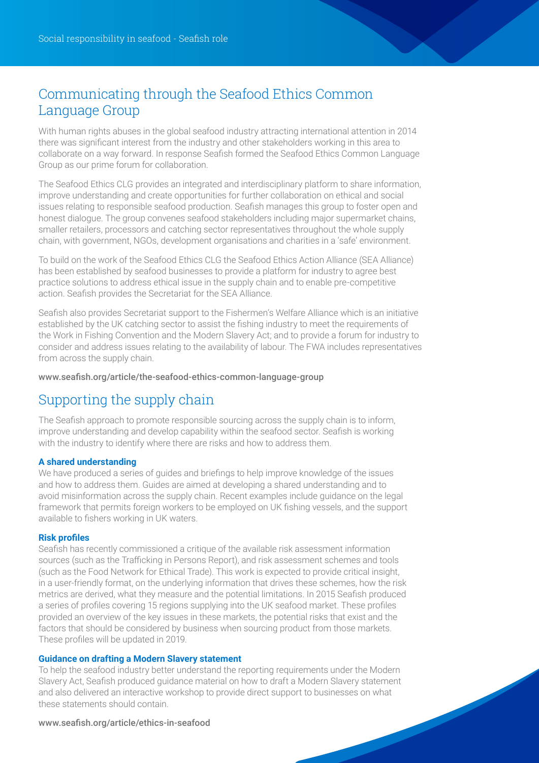## Communicating through the Seafood Ethics Common Language Group

With human rights abuses in the global seafood industry attracting international attention in 2014 there was significant interest from the industry and other stakeholders working in this area to collaborate on a way forward. In response Seafish formed the Seafood Ethics Common Language Group as our prime forum for collaboration.

The Seafood Ethics CLG provides an integrated and interdisciplinary platform to share information, improve understanding and create opportunities for further collaboration on ethical and social issues relating to responsible seafood production. Seafish manages this group to foster open and honest dialogue. The group convenes seafood stakeholders including major supermarket chains, smaller retailers, processors and catching sector representatives throughout the whole supply chain, with government, NGOs, development organisations and charities in a 'safe' environment.

To build on the work of the Seafood Ethics CLG the Seafood Ethics Action Alliance (SEA Alliance) has been established by seafood businesses to provide a platform for industry to agree best practice solutions to address ethical issue in the supply chain and to enable pre-competitive action. Seafish provides the Secretariat for the SEA Alliance.

Seafish also provides Secretariat support to the Fishermen's Welfare Alliance which is an initiative established by the UK catching sector to assist the fishing industry to meet the requirements of the Work in Fishing Convention and the Modern Slavery Act; and to provide a forum for industry to consider and address issues relating to the availability of labour. The FWA includes representatives from across the supply chain.

www.seafish.org/article/the-seafood-ethics-common-language-group

## Supporting the supply chain

The Seafish approach to promote responsible sourcing across the supply chain is to inform, improve understanding and develop capability within the seafood sector. Seafish is working with the industry to identify where there are risks and how to address them.

**A shared understanding**

We have produced a series of guides and briefings to help improve knowledge of the issues and how to address them. Guides are aimed at developing a shared understanding and to avoid misinformation across the supply chain. Recent examples include guidance on the legal framework that permits foreign workers to be employed on UK fishing vessels, and the support available to fishers working in UK waters.

**Risk profiles**

Seafish has recently commissioned a critique of the available risk assessment information sources (such as the Trafficking in Persons Report), and risk assessment schemes and tools (such as the Food Network for Ethical Trade). This work is expected to provide critical insight, in a user-friendly format, on the underlying information that drives these schemes, how the risk metrics are derived, what they measure and the potential limitations. In 2015 Seafish produced a series of profiles covering 15 regions supplying into the UK seafood market. These profiles provided an overview of the key issues in these markets, the potential risks that exist and the factors that should be considered by business when sourcing product from those markets. These profiles will be updated in 2019.

**Guidance on drafting a Modern Slavery statement**

To help the seafood industry better understand the reporting requirements under the Modern Slavery Act, Seafish produced guidance material on how to draft a Modern Slavery statement and also delivered an interactive workshop to provide direct support to businesses on what these statements should contain.

www.seafish.org/article/ethics-in-seafood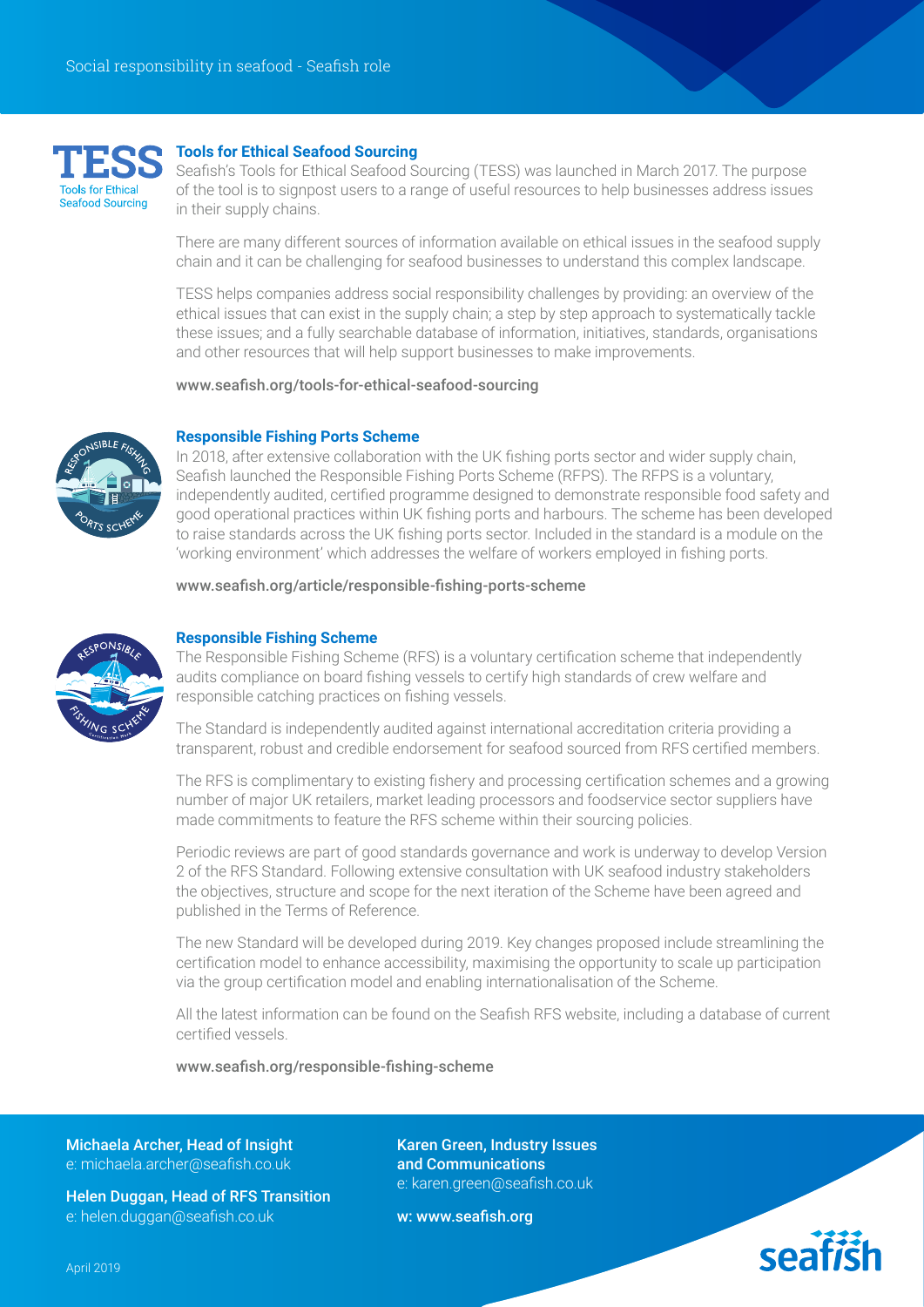## Tools for Ethical Seafood Sourcing

Seafish's Tools for Ethical Seafood Sourcing (TESS) was launched in March 2017. The purpose of the tool is to signpost users to a range of useful resources to help businesses address issues in their supply chains.

There are many different sources of information available on ethical issues in the seafood supply chain and it can be challenging for seafood businesses to understand this complex landscape.

TESS helps companies address social responsibility challenges by providing: an overview of the ethical issues that can exist in the supply chain; a step by step approach to systematically tackle these issues; and a fully searchable database of information, initiatives, standards, organisations and other resources that will help support businesses to make improvements.

www.seafish.org/tools-for-ethical-seafood-sourcing

## Responsible Fishing Ports Scheme

In 2018, after extensive collaboration with the UK fishing ports sector and wider supply chain, Seafish launched the Responsible Fishing Ports Scheme (RFPS). The RFPS is a voluntary, independently audited, certified programme designed to demonstrate responsible food safety and good operational practices within UK fishing ports and harbours. The scheme has been developed to raise standards across the UK fishing ports sector. Included in the standard is a module on the 'working environment' which addresses the welfare of workers employed in fishing ports.

www.seafish.org/article/responsible-fishing-ports-scheme

## Responsible Fishing Scheme

The Responsible Fishing Scheme (RFS) is a voluntary certification scheme that independently audits compliance on board fishing vessels to certify high standards of crew welfare and responsible catching practices on fishing vessels.

The Standard is independently audited against international accreditation criteria providing a transparent, robust and credible endorsement for seafood sourced from RFS certified members.

The RFS is complimentary to existing fishery and processing certification schemes and a growing number of major UK retailers, market leading processors and foodservice sector suppliers have made commitments to feature the RFS scheme within their sourcing policies.

Periodic reviews are part of good standards governance and work is underway to develop Version 2 of the RFS Standard. Following extensive consultation with UK seafood industry stakeholders the objectives, structure and scope for the next iteration of the Scheme have been agreed and published in the Terms of Reference.

The new Standard will be developed during 2019. Key changes proposed include streamlining the certification model to enhance accessibility, maximising the opportunity to scale up participation via the group certification model and enabling internationalisation of the Scheme.

All the latest information can be found on the Seafish RFS website, including a database of current certified vessels.

www.seafish.org/responsible-fishing-scheme

**Michaela Archer, Head of Insight**
e: michaela.archer@seafish.co.uk

**Helen Duggan, Head of RFS Transition**
e: helen.duggan@seafish.co.uk

**Karen Green, Industry Issues and Communications**
e: karen.green@seafish.co.uk

**w: www.seafish.org**

April 2019